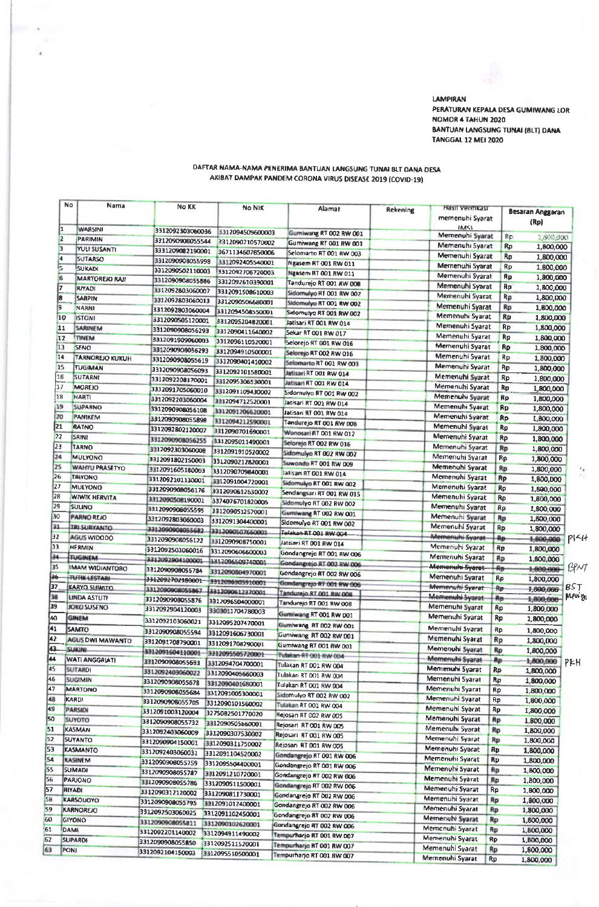LAMPIRAN
PERATURAN KEPALA DESA GUMIWANG LOR
NOMOR 4 TAHUN 2020
BANTUAN LANGSUNG TUNAI (BLT) DANA
TANGGAL 12 MEI 2020

DAFTAR NAMA-NAMA PENERIMA BANTUAN LANGSUNG TUNAI BLT DANA DESA
AKIBAT DAMPAK PANDEM CORONA VIRUS DISEASE 2019 (COVID-19)

| No | Nama | No KK | No NIK | Alamat | Rekening | Hasil Verifikasi memenuhi Syarat (MS) | Besaran Anggaran (Rp) | | |
|---|---|---|---|---|---|---|---|---|---|
| 1 | WARSINI | 3312092303060036 | 3312094509600003 | Gumiwang RT 002 RW 001 | | Memenuhi Syarat | Rp | 1,800,000 | |
| 2 | PARIMIN | 3312090908055544 | 3312090710570002 | Gumiwang RT 001 RW 001 | | Memenuhi Syarat | Rp | 1,800,000 | |
| 3 | YULI SUSANTI | 3331209082190001 | 3671134607850006 | Selomarto RT 001 RW 003 | | Memenuhi Syarat | Rp | 1,800,000 | |
| 4 | SUTARSO | 3312090908055998 | 3312092405540001 | Ngasem RT 001 RW 011 | | Memenuhi Syarat | Rp | 1,800,000 | |
| 5 | SUKADI | 3312090502110003 | 3312092706720003 | Ngasem RT 001 RW 011 | | Memenuhi Syarat | Rp | 1,800,000 | |
| 6 | MARTOREJO RAJI | 3312090908055886 | 3312092610390001 | Tandurejo RT 001 RW 008 | | Memenuhi Syarat | Rp | 1,800,000 | |
| 7 | RIYADI | 3312092803060007 | 3312091508610003 | Sidomulyo RT 001 RW 002 | | Memenuhi Syarat | Rp | 1,800,000 | |
| 8 | SARPIN | 3312092803060013 | 3312090506680001 | Sidomulyo RT 001 RW 002 | | Memenuhi Syarat | Rp | 1,800,000 | |
| 9 | NARNI | 3312092803060004 | 3312094508550001 | Sidomulyo RT 001 RW 002 | | Memenuhi Syarat | Rp | 1,800,000 | |
| 10 | ISTONI | 3312090505120001 | 3312095204820001 | Jatisari RT 001 RW 014 | | Memenuhi Syarat | Rp | 1,800,000 | |
| 11 | SARINEM | 3312090908056293 | 3312090411640002 | Sekar RT 001 RW 017 | | Memenuhi Syarat | Rp | 1,800,000 | |
| 12 | TINEM | 3312091909060003 | 3312096110520001 | Selorejo RT 001 RW 016 | | Memenuhi Syarat | Rp | 1,800,000 | |
| 13 | SENO | 3312090908056293 | 3312094910500001 | Selorejo RT 002 RW 016 | | Memenuhi Syarat | Rp | 1,800,000 | |
| 14 | TARNOREJO KUKUH | 3312090908055619 | 3312090401410002 | Selomarto RT 001 RW 003 | | Memenuhi Syarat | Rp | 1,800,000 | |
| 15 | TUGIMAN | 3312090908056093 | 3312092101580001 | Jatisari RT 001 RW 014 | | Memenuhi Syarat | Rp | 1,800,000 | |
| 16 | SUTARNI | 3312092208170001 | 3312095306530001 | Jatisari RT 001 RW 014 | | Memenuhi Syarat | Rp | 1,800,000 | |
| 17 | MOREJO | 3312091705060010 | 3312091109430002 | Sidomulyo RT 002 RW 002 | | Memenuhi Syarat | Rp | 1,800,000 | |
| 18 | HARTI | 3312092203060004 | 3312094712520001 | Jatisari RT 001 RW 014 | | Memenuhi Syarat | Rp | 1,800,000 | |
| 19 | SUPARNO | 3312090908056108 | 3312091206620001 | Jatisari RT 001 RW 014 | | Memenuhi Syarat | Rp | 1,800,000 | |
| 20 | PANIKEM | 3312090908055898 | 3312094212590001 | Tandurejo RT 001 RW 008 | | Memenuhi Syarat | Rp | 1,800,000 | |
| 21 | RATNO | 3312092802120007 | 3312090701690001 | Wonosari RT 001 RW 012 | | Memenuhi Syarat | Rp | 1,800,000 | |
| 22 | SRINI | 3312090908056255 | 3312095011490001 | Selorejo RT 002 RW 016 | | Memenuhi Syarat | Rp | 1,800,000 | |
| 23 | TARNO | 3312092303060008 | 3312091910520002 | Sidomulyo RT 002 RW 002 | | Memenuhi Syarat | Rp | 1,800,000 | |
| 24 | MULYONO | 3312091802150003 | 3312090212820001 | Suwondo RT 001 RW 009 | | Memenuhi Syarat | Rp | 1,800,000 | |
| 25 | WAHYU PRASETYO | 3312091605180003 | 3312090709840001 | Jatisari RT 001 RW 014 | | Memenuhi Syarat | Rp | 1,800,000 | |
| 26 | TRIYONO | 3312092101130001 | 3312091004720001 | Sidomulyo RT 001 RW 002 | | Memenuhi Syarat | Rp | 1,800,000 | |
| 27 | MULYONO | 3312090908056176 | 3312090612630002 | Sendangsari RT 001 RW 015 | | Memenuhi Syarat | Rp | 1,800,000 | |
| 28 | WIWIK HERVITA | 3312090508190001 | 3374076701820005 | Sidomulyo RT 002 RW 002 | | Memenuhi Syarat | Rp | 1,800,000 | |
| 29 | SULINO | 3312090908055595 | 3312090512570001 | Gumiwang RT 002 RW 001 | | Memenuhi Syarat | Rp | 1,800,000 | |
| 30 | PARNO REJO | 3312092803060003 | 3312091304400001 | Sidomulyo RT 001 RW 002 | | Memenuhi Syarat | Rp | 1,800,000 | |
| ~~31~~ | ~~TRI SURYANTO~~ | ~~3312090908055682~~ | ~~3312090507660001~~ | ~~Tulakan RT 001 RW 004~~ | | ~~Memenuhi Syarat~~ | ~~Rp~~ | ~~1,800,000~~ | PKH |
| 32 | AGUS WIDODO | 3312090908056122 | 3312090908750001 | Jatisari RT 001 RW 014 | | Memenuhi Syarat | Rp | 1,800,000 | |
| 33 | HERMIN | 3312092503060016 | 3312090606600003 | Gondangrejo RT 001 RW 006 | | Memenuhi Syarat | Rp | 1,800,000 | |
| ~~34~~ | ~~TUGINEM~~ | ~~3312092904100001~~ | ~~3312096509740001~~ | ~~Gondangrejo RT 002 RW 006~~ | | ~~Memenuhi Syarat~~ | ~~Rp~~ | ~~1,800,000~~ | BPNT |
| 35 | IMAM WIDIANTORO | 3312090908055784 | 3312090804970001 | Gondangrejo RT 002 RW 006 | | Memenuhi Syarat | Rp | 1,800,000 | |
| ~~36~~ | ~~TUTIK LESTARI~~ | ~~3312092702180001~~ | ~~3312096905910001~~ | ~~Gondangrejo RT 001 RW 006~~ | | ~~Memenuhi Syarat~~ | ~~Rp~~ | ~~1,800,000~~ | BST |
| ~~37~~ | ~~KARYO SUWITO~~ | ~~3312090908055867~~ | ~~3312090612370001~~ | ~~Tandurejo RT 001 RW 008~~ | | ~~Memenuhi Syarat~~ | ~~Rp~~ | ~~1,800,000~~ | Meninggal |
| 38 | LINDA ASTUTI | 3312090908055876 | 3312096504000001 | Tandurejo RT 001 RW 008 | | Memenuhi Syarat | Rp | 1,800,000 | |
| 39 | JOKO SUSENO | 3312092904120003 | 3303011704780003 | Gumiwang RT 001 RW 001 | | Memenuhi Syarat | Rp | 1,800,000 | |
| 40 | GINEM | 3312092103060021 | 3312095207470001 | Gumiwang RT 002 RW 001 | | Memenuhi Syarat | Rp | 1,800,000 | |
| 41 | SAMTO | 3312090908055594 | 3312091606730001 | Gumiwang RT 002 RW 001 | | Memenuhi Syarat | Rp | 1,800,000 | |
| 42 | AGUS DWI MAWANTO | 3312091708790001 | 3312091708790001 | Gumiwang RT 001 RW 001 | | Memenuhi Syarat | Rp | 1,800,000 | |
| ~~43~~ | ~~SUKINI~~ | ~~3312091604110001~~ | ~~3312095505720001~~ | ~~Tulakan RT 001 RW 004~~ | | ~~Memenuhi Syarat~~ | ~~Rp~~ | ~~1,800,000~~ | PKH |
| 44 | WATI ANGGRIATI | 3312090908055693 | 3312094704700001 | Tulakan RT 001 RW 004 | | Memenuhi Syarat | Rp | 1,800,000 | |
| 45 | SUTARDI | 3312092403060022 | 3312090405660003 | Tulakan RT 001 RW 004 | | Memenuhi Syarat | Rp | 1,800,000 | |
| 46 | SUGIMIN | 3312090908055678 | 3312090401680001 | Tulakan RT 001 RW 004 | | Memenuhi Syarat | Rp | 1,800,000 | |
| 47 | MARTONO | 3312090908055684 | 3312091005300001 | Sidomulyo RT 002 RW 002 | | Memenuhi Syarat | Rp | 1,800,000 | |
| 48 | KARDI | 3312090908055705 | 3312090101560002 | Tulakan RT 001 RW 004 | | Memenuhi Syarat | Rp | 1,800,000 | |
| 49 | PARSIDI | 3312091003120004 | 3275082501770020 | Rejosari RT 002 RW 005 | | Memenuhi Syarat | Rp | 1,800,000 | |
| 50 | SUYOTO | 3312090908055732 | 3312090505660001 | Rejosari RT 001 RW 005 | | Memenuhi Syarat | Rp | 1,800,000 | |
| 51 | KASMAN | 3312092403060009 | 3312090307530002 | Rejosari RT 001 RW 005 | | Memenuhi Syarat | Rp | 1,800,000 | |
| 52 | SUYANTO | 3312090904150001 | 3312090311750002 | Rejosari RT 001 RW 005 | | Memenuhi Syarat | Rp | 1,800,000 | |
| 53 | KASMANTO | 3312092403060031 | 3312091104520002 | Gondangrejo RT 001 RW 006 | | Memenuhi Syarat | Rp | 1,800,000 | |
| 54 | KASINEM | 3312090908055759 | 3312095504400001 | Gondangrejo RT 001 RW 006 | | Memenuhi Syarat | Rp | 1,800,000 | |
| 55 | SUMADI | 3312090908055787 | 3312091210720001 | Gondangrejo RT 002 RW 006 | | Memenuhi Syarat | Rp | 1,800,000 | |
| 56 | PARJONO | 3312090908055786 | 3312090511500001 | Gondangrejo RT 002 RW 006 | | Memenuhi Syarat | Rp | 1,800,000 | |
| 57 | RIYADI | 3312090312120002 | 3312090811730001 | Gondangrejo RT 002 RW 006 | | Memenuhi Syarat | Rp | 1,800,000 | |
| 58 | KARSOUOYO | 3312090908055795 | 3312091017400001 | Gondangrejo RT 002 RW 006 | | Memenuhi Syarat | Rp | 1,800,000 | |
| 59 | KARNOREJO | 3312092503060025 | 3312091102450001 | Gondangrejo RT 002 RW 006 | | Memenuhi Syarat | Rp | 1,800,000 | |
| 60 | GIYONO | 3312090908055811 | 3312090102620001 | Gondangrejo RT 002 RW 006 | | Memenuhi Syarat | Rp | 1,800,000 | |
| 61 | DAMI | 3312092201140002 | 3312094911490002 | Tempurharjo RT 001 RW 007 | | Memenuhi Syarat | Rp | 1,800,000 | |
| 62 | SUPARDI | 3312090908055850 | 3312092511520001 | Tempurharjo RT 001 RW 007 | | Memenuhi Syarat | Rp | 1,800,000 | |
| 63 | PONI | 3312092104150003 | 3312095510500001 | Tempurharjo RT 001 RW 007 | | Memenuhi Syarat | Rp | 1,800,000 | |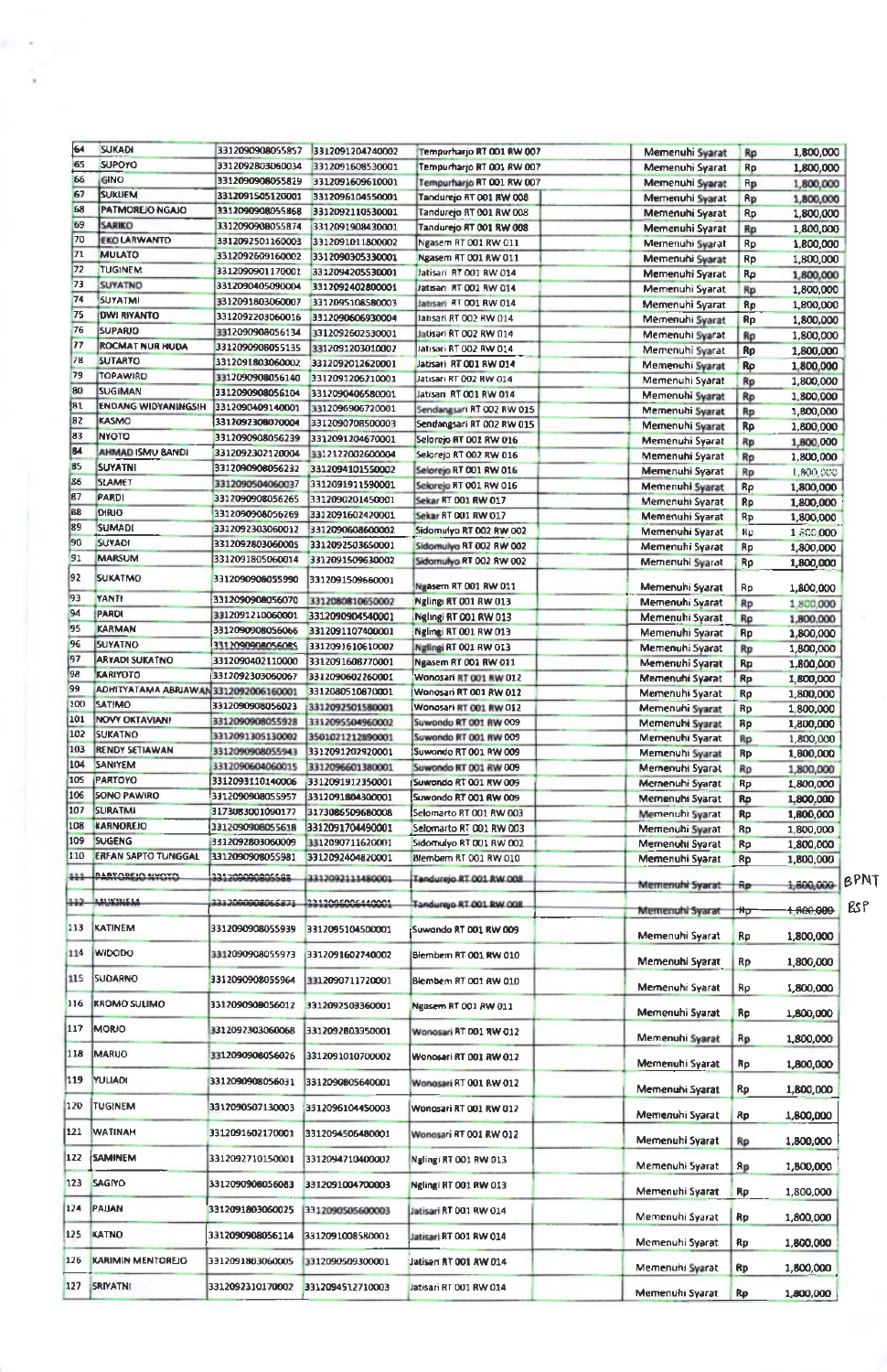| | | | | | | | |
|---|---|---|---|---|---|---|---|
| 64 | SUKADI | 3312090908055857 | 3312091204740002 | Tempurharjo RT 001 RW 007 | Memenuhi Syarat | Rp | 1,800,000 |
| 65 | SUPOYO | 3312092803060034 | 3312091608530001 | Tempurharjo RT 001 RW 007 | Memenuhi Syarat | Rp | 1,800,000 |
| 66 | GINO | 3312090908055829 | 3312091609610001 | Tempurharjo RT 001 RW 007 | Memenuhi Syarat | Rp | 1,800,000 |
| 67 | SUKIJEM | 3312091505120001 | 3312096104550001 | Tandurejo RT 001 RW 008 | Memenuhi Syarat | Rp | 1,800,000 |
| 68 | PATMOREJO NGAJO | 3312090908055868 | 3312092110530001 | Tandurejo RT 001 RW 008 | Memenuhi Syarat | Rp | 1,800,000 |
| 69 | SARIKO | 3312090908055874 | 3312091908430001 | Tandurejo RT 001 RW 008 | Memenuhi Syarat | Rp | 1,800,000 |
| 70 | EKO LARWANTO | 3312092501160003 | 3312091011800002 | Ngasem RT 001 RW 011 | Memenuhi Syarat | Rp | 1,800,000 |
| 71 | MULATO | 3312092609160002 | 3312090305330001 | Ngasem RT 001 RW 011 | Memenuhi Syarat | Rp | 1,800,000 |
| 72 | TUGINEM | 3312090901170001 | 3312094205530001 | Jatisari RT 001 RW 014 | Memenuhi Syarat | Rp | 1,800,000 |
| 73 | SUYATNO | 3312090405090004 | 3312092402800001 | Jatisari RT 001 RW 014 | Memenuhi Syarat | Rp | 1,800,000 |
| 74 | SUYATMI | 3312091803060007 | 3312095108580003 | Jatisari RT 001 RW 014 | Memenuhi Syarat | Rp | 1,800,000 |
| 75 | DWI RIYANTO | 3312092203060016 | 3312090606930004 | Jatisari RT 002 RW 014 | Memenuhi Syarat | Rp | 1,800,000 |
| 76 | SUPARJO | 3312090908056134 | 3312092602530001 | Jatisari RT 002 RW 014 | Memenuhi Syarat | Rp | 1,800,000 |
| 77 | ROCMAT NUR HUDA | 3312090908055135 | 3312091203010002 | Jatisari RT 002 RW 014 | Memenuhi Syarat | Rp | 1,800,000 |
| 78 | SUTARTO | 3312091803060002 | 3312092012620001 | Jatisari RT 001 RW 014 | Memenuhi Syarat | Rp | 1,800,000 |
| 79 | TOPAWIRO | 3312090908056140 | 3312091206210001 | Jatisari RT 002 RW 014 | Memenuhi Syarat | Rp | 1,800,000 |
| 80 | SUGIMAN | 3312090908056104 | 3312090406580001 | Jatisari RT 001 RW 014 | Memenuhi Syarat | Rp | 1,800,000 |
| 81 | ENDANG WIDYANINGSIH | 3312090409140001 | 3312096906720001 | Sendangsari RT 002 RW 015 | Memenuhi Syarat | Rp | 1,800,000 |
| 82 | KASMO | 3312092308070004 | 3312090708500003 | Sendangsari RT 002 RW 015 | Memenuhi Syarat | Rp | 1,800,000 |
| 83 | NYOTO | 3312090908056239 | 3312091204670001 | Selorejo RT 001 RW 016 | Memenuhi Syarat | Rp | 1,800,000 |
| 84 | AHMAD ISMU BANDI | 3312092302120004 | 3312122002600004 | Selorejo RT 002 RW 016 | Memenuhi Syarat | Rp | 1,800,000 |
| 85 | SUYATNI | 3312090908056232 | 3312094101550002 | Selorejo RT 001 RW 016 | Memenuhi Syarat | Rp | 1,800,000 |
| 86 | SLAMET | 3312090504060037 | 3312091911590001 | Selorejo RT 001 RW 016 | Memenuhi Syarat | Rp | 1,800,000 |
| 87 | PARDI | 3312090908056265 | 3312090201450001 | Sekar RT 001 RW 017 | Memenuhi Syarat | Rp | 1,800,000 |
| 88 | DIRJO | 3312090908056269 | 3312091602420001 | Sekar RT 001 RW 017 | Memenuhi Syarat | Rp | 1,800,000 |
| 89 | SUMADI | 3312092303060012 | 3312090608600002 | Sidomulyo RT 002 RW 002 | Memenuhi Syarat | Rp | 1,800,000 |
| 90 | SUYADI | 3312092803060005 | 3312092503650001 | Sidomulyo RT 002 RW 002 | Memenuhi Syarat | Rp | 1,800,000 |
| 91 | MARSUM | 3312091805060014 | 3312091509630002 | Sidomulyo RT 002 RW 002 | Memenuhi Syarat | Rp | 1,800,000 |
| 92 | SUKATMO | 3312090908055990 | 3312091509660001 | Ngasem RT 001 RW 011 | Memenuhi Syarat | Rp | 1,800,000 |
| 93 | YANTI | 3312090908056070 | 3312080810650002 | Nglingi RT 001 RW 013 | Memenuhi Syarat | Rp | 1,800,000 |
| 94 | PARDI | 3312091210060001 | 3312090904540001 | Nglingi RT 001 RW 013 | Memenuhi Syarat | Rp | 1,800,000 |
| 95 | KARMAN | 3312090908056066 | 3312091107400001 | Nglingi RT 001 RW 013 | Memenuhi Syarat | Rp | 1,800,000 |
| 96 | SUYATNO | 3312090908056085 | 3312091610610002 | Nglingi RT 001 RW 013 | Memenuhi Syarat | Rp | 1,800,000 |
| 97 | ARYADI SUKATNO | 3312090402110000 | 3312091608770001 | Ngasem RT 001 RW 011 | Memenuhi Syarat | Rp | 1,800,000 |
| 98 | KARIYOTO | 3312092303060067 | 3312090602260001 | Wonosari RT 001 RW 012 | Memenuhi Syarat | Rp | 1,800,000 |
| 99 | ADHITYATAMA ABRIAWAN | 3312092006160001 | 3312080510870001 | Wonosari RT 001 RW 012 | Memenuhi Syarat | Rp | 1,800,000 |
| 100 | SATIMO | 3312090908056023 | 3312092501580001 | Wonosari RT 001 RW 012 | Memenuhi Syarat | Rp | 1,800,000 |
| 101 | NOVY OKTAVIANI | 3312090908055928 | 3312095504960002 | Suwondo RT 001 RW 009 | Memenuhi Syarat | Rp | 1,800,000 |
| 102 | SUKATNO | 3312091305130002 | 3501021212890001 | Suwondo RT 001 RW 009 | Memenuhi Syarat | Rp | 1,800,000 |
| 103 | RENDY SETIAWAN | 3312090908055943 | 3312091202920001 | Suwondo RT 001 RW 009 | Memenuhi Syarat | Rp | 1,800,000 |
| 104 | SANIYEM | 3312090604060015 | 3312096601380001 | Suwondo RT 001 RW 009 | Memenuhi Syarat | Rp | 1,800,000 |
| 105 | PARTOYO | 3312093110140006 | 3312091912350001 | Suwondo RT 001 RW 009 | Memenuhi Syarat | Rp | 1,800,000 |
| 106 | SONO PAWIRO | 3312090908055957 | 3312091804300001 | Suwondo RT 001 RW 009 | Memenuhi Syarat | Rp | 1,800,000 |
| 107 | SURATMI | 3173083001090177 | 3173086509680008 | Selomarto RT 001 RW 003 | Memenuhi Syarat | Rp | 1,800,000 |
| 108 | KARNOREJO | 3312090908055618 | 3312091704490001 | Selomarto RT 001 RW 003 | Memenuhi Syarat | Rp | 1,800,000 |
| 109 | SUGENG | 3312092803060009 | 3312090711620001 | Sidomulyo RT 001 RW 002 | Memenuhi Syarat | Rp | 1,800,000 |
| 110 | ERFAN SAPTO TUNGGAL | 3312090908055981 | 3312092404820001 | Blembem RT 001 RW 010 | Memenuhi Syarat | Rp | 1,800,000 |
| ~~111~~ | ~~PARTOREJO NYOTO~~ | ~~3312090908055585~~ | ~~3312092111480001~~ | ~~Tandurejo RT 001 RW 008~~ | ~~Memenuhi Syarat~~ | ~~Rp~~ | ~~1,800,000~~ BPNT |
| ~~112~~ | ~~MUKINEM~~ | ~~3312090908055871~~ | ~~3312096006440001~~ | ~~Tandurejo RT 001 RW 008~~ | ~~Memenuhi Syarat~~ | ~~Rp~~ | ~~1,800,000~~ BSP |
| 113 | KATINEM | 3312090908055939 | 3312095104500001 | Suwondo RT 001 RW 009 | Memenuhi Syarat | Rp | 1,800,000 |
| 114 | WIDODO | 3312090908055973 | 3312091602740002 | Blembem RT 001 RW 010 | Memenuhi Syarat | Rp | 1,800,000 |
| 115 | SUDARNO | 3312090908055964 | 3312090711720001 | Blembem RT 001 RW 010 | Memenuhi Syarat | Rp | 1,800,000 |
| 116 | KROMO SULIMO | 3312090908056012 | 3312092503360001 | Ngasem RT 001 RW 011 | Memenuhi Syarat | Rp | 1,800,000 |
| 117 | MORJO | 3312092303060068 | 3312092803350001 | Wonosari RT 001 RW 012 | Memenuhi Syarat | Rp | 1,800,000 |
| 118 | MARIJO | 3312090908056026 | 3312091010700002 | Wonosari RT 001 RW 012 | Memenuhi Syarat | Rp | 1,800,000 |
| 119 | YULIADI | 3312090908056031 | 3312090805640001 | Wonosari RT 001 RW 012 | Memenuhi Syarat | Rp | 1,800,000 |
| 120 | TUGINEM | 3312090507130003 | 3312096104450003 | Wonosari RT 001 RW 012 | Memenuhi Syarat | Rp | 1,800,000 |
| 121 | WATINAH | 3312091602170001 | 3312094506480001 | Wonosari RT 001 RW 012 | Memenuhi Syarat | Rp | 1,800,000 |
| 122 | SAMINEM | 3312092710150001 | 3312094710400002 | Nglingi RT 001 RW 013 | Memenuhi Syarat | Rp | 1,800,000 |
| 123 | SAGIYO | 3312090908056083 | 3312091004700003 | Nglingi RT 001 RW 013 | Memenuhi Syarat | Rp | 1,800,000 |
| 124 | PAIJAN | 3312091803060025 | 3312090505600003 | Jatisari RT 001 RW 014 | Memenuhi Syarat | Rp | 1,800,000 |
| 125 | KATNO | 3312090908056114 | 3312091008580001 | Jatisari RT 001 RW 014 | Memenuhi Syarat | Rp | 1,800,000 |
| 126 | KARIMIN MENTOREJO | 3312091803060005 | 3312090509300001 | Jatisari RT 001 RW 014 | Memenuhi Syarat | Rp | 1,800,000 |
| 127 | SRIYATNI | 3312092310170002 | 3312094512710003 | Jatisari RT 001 RW 014 | Memenuhi Syarat | Rp | 1,800,000 |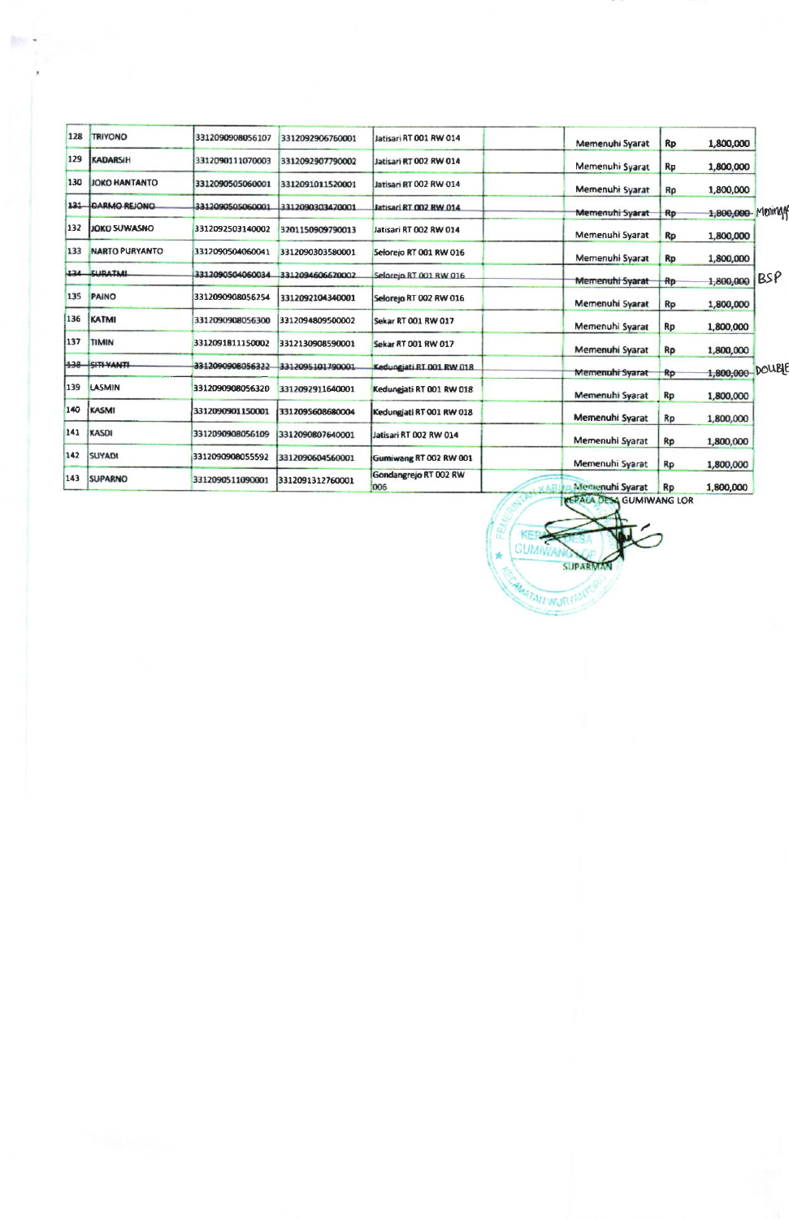| | | | | | | | | |
|---|---|---|---|---|---|---|---|---|
| 128 | TRIYONO | 3312090908056107 | 3312092906760001 | Jatisari RT 001 RW 014 | | Memenuhi Syarat | Rp | 1,800,000 |
| 129 | KADARSIH | 3312090111070003 | 3312092907790002 | Jatisari RT 002 RW 014 | | Memenuhi Syarat | Rp | 1,800,000 |
| 130 | JOKO HANTANTO | 3312090505060001 | 3312091011520001 | Jatisari RT 002 RW 014 | | Memenuhi Syarat | Rp | 1,800,000 |
| ~~131~~ | ~~DARMO REJONO~~ | ~~3312090505060001~~ | ~~3312090303470001~~ | ~~Jatisari RT 002 RW 014~~ | | ~~Memenuhi Syarat~~ | ~~Rp~~ | ~~1,800,000~~ Meninggal |
| 132 | JOKO SUWASNO | 3312092503140002 | 3201150909790013 | Jatisari RT 002 RW 014 | | Memenuhi Syarat | Rp | 1,800,000 |
| 133 | NARTO PURYANTO | 3312090504060041 | 3312090303580001 | Selorejo RT 001 RW 016 | | Memenuhi Syarat | Rp | 1,800,000 |
| ~~134~~ | ~~SURATMI~~ | ~~3312090504060034~~ | ~~3312094606670002~~ | ~~Selorejo RT 001 RW 016~~ | | ~~Memenuhi Syarat~~ | ~~Rp~~ | ~~1,800,000~~ BSP |
| 135 | PAINO | 3312090908056254 | 3312092104340001 | Selorejo RT 002 RW 016 | | Memenuhi Syarat | Rp | 1,800,000 |
| 136 | KATMI | 3312090908056300 | 3312094809500002 | Sekar RT 001 RW 017 | | Memenuhi Syarat | Rp | 1,800,000 |
| 137 | TIMIN | 3312091811150002 | 3312130908590001 | Sekar RT 001 RW 017 | | Memenuhi Syarat | Rp | 1,800,000 |
| ~~138~~ | ~~SITI YANTI~~ | ~~3312090908056322~~ | ~~3312095101790001~~ | ~~Kedungjati RT 001 RW 018~~ | | ~~Memenuhi Syarat~~ | ~~Rp~~ | ~~1,800,000~~ DOUBLE |
| 139 | LASMIN | 3312090908056320 | 3312092911640001 | Kedungjati RT 001 RW 018 | | Memenuhi Syarat | Rp | 1,800,000 |
| 140 | KASMI | 3312090901150001 | 3312095608680004 | Kedungjati RT 001 RW 018 | | Memenuhi Syarat | Rp | 1,800,000 |
| 141 | KASDI | 3312090908056109 | 3312090807640001 | Jatisari RT 002 RW 014 | | Memenuhi Syarat | Rp | 1,800,000 |
| 142 | SUYADI | 3312090908055592 | 3312090604560001 | Gumiwang RT 002 RW 001 | | Memenuhi Syarat | Rp | 1,800,000 |
| 143 | SUPARNO | 3312090511090001 | 3312091312760001 | Gondangrejo RT 002 RW 006 | | Memenuhi Syarat | Rp | 1,800,000 |

KEPALA DESA GUMIWANG LOR

SUPARMAN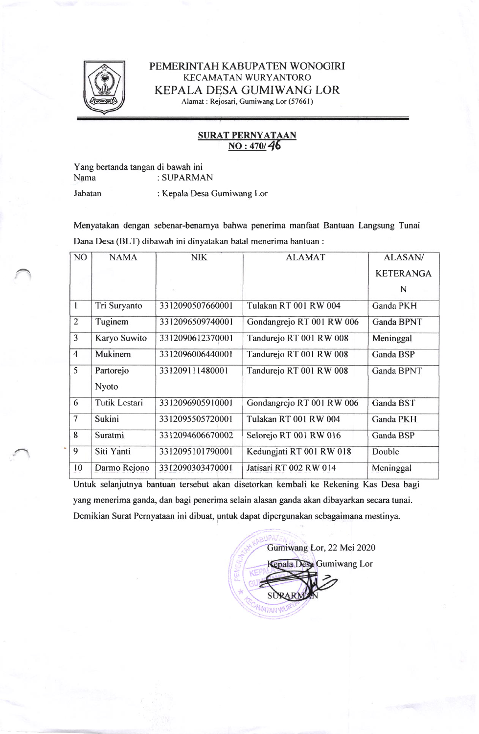PEMERINTAH KABUPATEN WONOGIRI
KECAMATAN WURYANTORO
KEPALA DESA GUMIWANG LOR
Alamat : Rejosari, Gumiwang Lor (57661)

## SURAT PERNYATAAN
**NO : 470/ 46**

Yang bertanda tangan di bawah ini

Nama : SUPARMAN

Jabatan : Kepala Desa Gumiwang Lor

Menyatakan dengan sebenar-benarnya bahwa penerima manfaat Bantuan Langsung Tunai Dana Desa (BLT) dibawah ini dinyatakan batal menerima bantuan :

| NO | NAMA | NIK | ALAMAT | ALASAN/ KETERANGAN |
|---|---|---|---|---|
| 1 | Tri Suryanto | 3312090507660001 | Tulakan RT 001 RW 004 | Ganda PKH |
| 2 | Tuginem | 3312096509740001 | Gondangrejo RT 001 RW 006 | Ganda BPNT |
| 3 | Karyo Suwito | 3312090612370001 | Tandurejo RT 001 RW 008 | Meninggal |
| 4 | Mukinem | 3312096006440001 | Tandurejo RT 001 RW 008 | Ganda BSP |
| 5 | Partorejo Nyoto | 331209111480001 | Tandurejo RT 001 RW 008 | Ganda BPNT |
| 6 | Tutik Lestari | 3312096905910001 | Gondangrejo RT 001 RW 006 | Ganda BST |
| 7 | Sukini | 3312095505720001 | Tulakan RT 001 RW 004 | Ganda PKH |
| 8 | Suratmi | 3312094606670002 | Selorejo RT 001 RW 016 | Ganda BSP |
| 9 | Siti Yanti | 3312095101790001 | Kedungjati RT 001 RW 018 | Double |
| 10 | Darmo Rejono | 3312090303470001 | Jatisari RT 002 RW 014 | Meninggal |

Untuk selanjutnya bantuan tersebut akan disetorkan kembali ke Rekening Kas Desa bagi yang menerima ganda, dan bagi penerima selain alasan ganda akan dibayarkan secara tunai.

Demikian Surat Pernyataan ini dibuat, untuk dapat dipergunakan sebagaimana mestinya.

Gumiwang Lor, 22 Mei 2020

Kepala Desa Gumiwang Lor

SUPARMAN